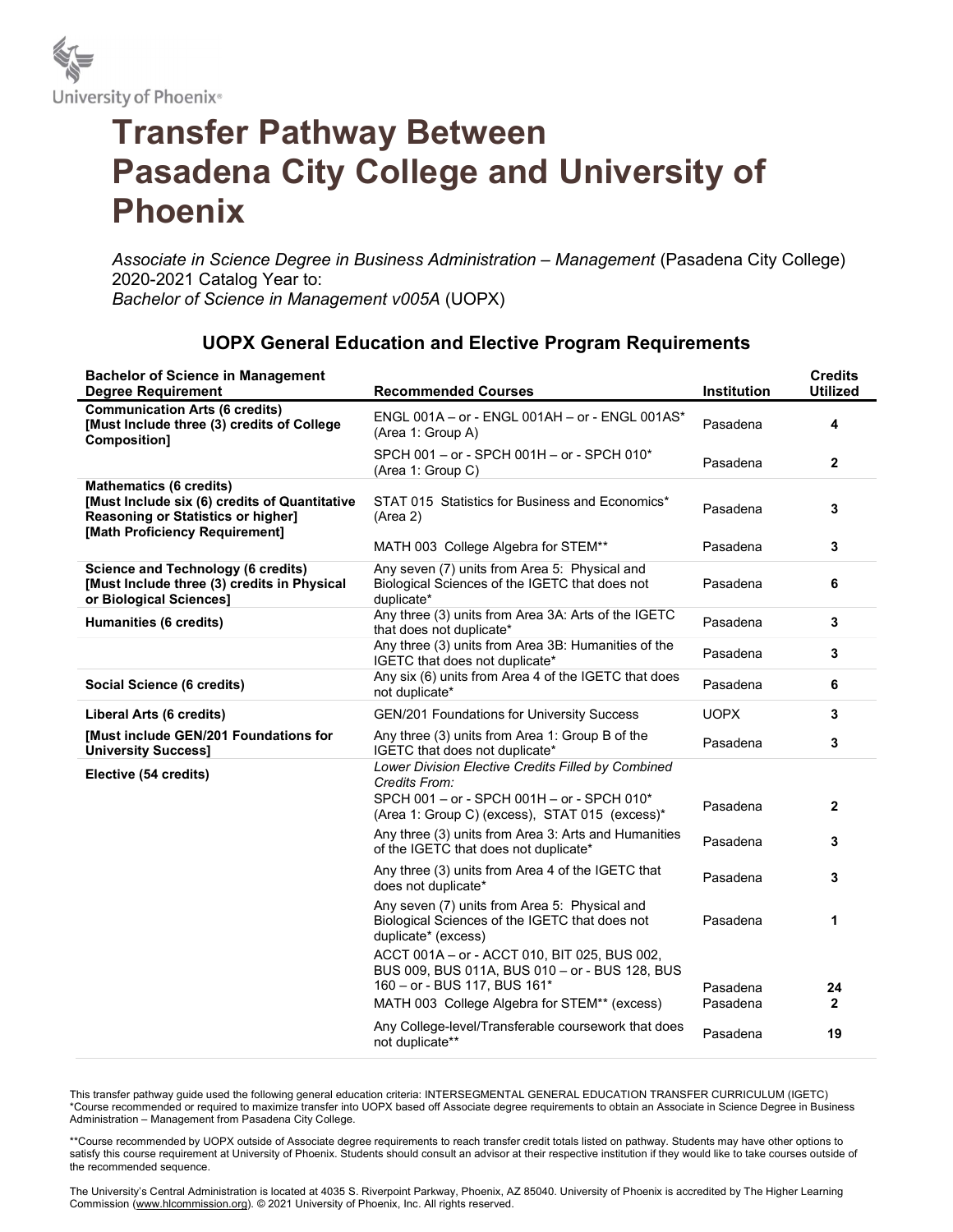University of Phoenix®

# Transfer Pathway Between Pasadena City College and University of Phoenix

*Associate in Science Degree in Business Administration – Management* (Pasadena City College)
2020-2021 Catalog Year to:
*Bachelor of Science in Management v005A* (UOPX)

## UOPX General Education and Elective Program Requirements

| Bachelor of Science in Management Degree Requirement | Recommended Courses | Institution | Credits Utilized |
|---|---|---|---|
| **Communication Arts (6 credits) [Must Include three (3) credits of College Composition]** | ENGL 001A – or - ENGL 001AH – or - ENGL 001AS* (Area 1: Group A) | Pasadena | **4** |
| | SPCH 001 – or - SPCH 001H – or - SPCH 010* (Area 1: Group C) | Pasadena | **2** |
| **Mathematics (6 credits) [Must Include six (6) credits of Quantitative Reasoning or Statistics or higher] [Math Proficiency Requirement]** | STAT 015 Statistics for Business and Economics* (Area 2) | Pasadena | **3** |
| | MATH 003 College Algebra for STEM** | Pasadena | **3** |
| **Science and Technology (6 credits) [Must Include three (3) credits in Physical or Biological Sciences]** | Any seven (7) units from Area 5: Physical and Biological Sciences of the IGETC that does not duplicate* | Pasadena | **6** |
| **Humanities (6 credits)** | Any three (3) units from Area 3A: Arts of the IGETC that does not duplicate* | Pasadena | **3** |
| | Any three (3) units from Area 3B: Humanities of the IGETC that does not duplicate* | Pasadena | **3** |
| **Social Science (6 credits)** | Any six (6) units from Area 4 of the IGETC that does not duplicate* | Pasadena | **6** |
| **Liberal Arts (6 credits)** | GEN/201 Foundations for University Success | UOPX | **3** |
| **[Must include GEN/201 Foundations for University Success]** | Any three (3) units from Area 1: Group B of the IGETC that does not duplicate* | Pasadena | **3** |
| **Elective (54 credits)** | *Lower Division Elective Credits Filled by Combined Credits From:* SPCH 001 – or - SPCH 001H – or - SPCH 010* (Area 1: Group C) (excess), STAT 015 (excess)* | Pasadena | **2** |
| | Any three (3) units from Area 3: Arts and Humanities of the IGETC that does not duplicate* | Pasadena | **3** |
| | Any three (3) units from Area 4 of the IGETC that does not duplicate* | Pasadena | **3** |
| | Any seven (7) units from Area 5: Physical and Biological Sciences of the IGETC that does not duplicate* (excess) | Pasadena | **1** |
| | ACCT 001A – or - ACCT 010, BIT 025, BUS 002, BUS 009, BUS 011A, BUS 010 – or - BUS 128, BUS 160 – or - BUS 117, BUS 161* | Pasadena | **24** |
| | MATH 003 College Algebra for STEM** (excess) | Pasadena | **2** |
| | Any College-level/Transferable coursework that does not duplicate** | Pasadena | **19** |

This transfer pathway guide used the following general education criteria: INTERSEGMENTAL GENERAL EDUCATION TRANSFER CURRICULUM (IGETC)
*Course recommended or required to maximize transfer into UOPX based off Associate degree requirements to obtain an Associate in Science Degree in Business Administration – Management from Pasadena City College.

**Course recommended by UOPX outside of Associate degree requirements to reach transfer credit totals listed on pathway. Students may have other options to satisfy this course requirement at University of Phoenix. Students should consult an advisor at their respective institution if they would like to take courses outside of the recommended sequence.

The University's Central Administration is located at 4035 S. Riverpoint Parkway, Phoenix, AZ 85040. University of Phoenix is accredited by The Higher Learning Commission (www.hlcommission.org). © 2021 University of Phoenix, Inc. All rights reserved.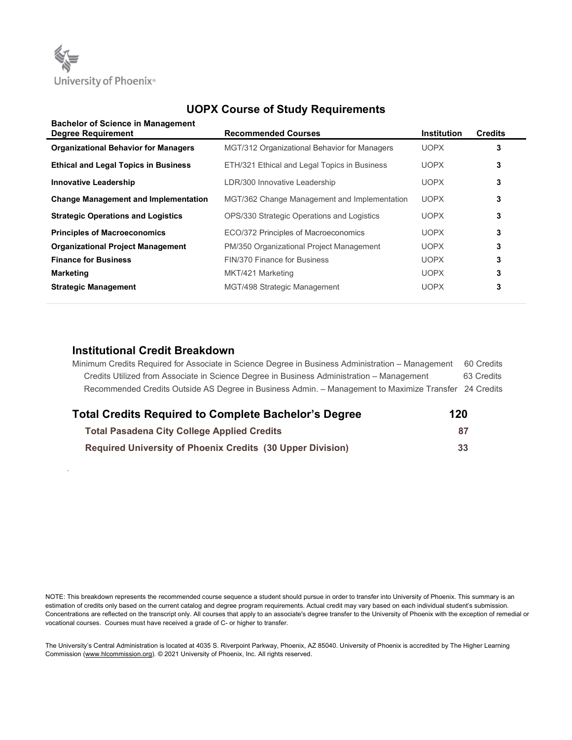University of Phoenix®

## UOPX Course of Study Requirements

| Bachelor of Science in Management Degree Requirement | Recommended Courses | Institution | Credits |
|---|---|---|---|
| **Organizational Behavior for Managers** | MGT/312 Organizational Behavior for Managers | UOPX | 3 |
| **Ethical and Legal Topics in Business** | ETH/321 Ethical and Legal Topics in Business | UOPX | 3 |
| **Innovative Leadership** | LDR/300 Innovative Leadership | UOPX | 3 |
| **Change Management and Implementation** | MGT/362 Change Management and Implementation | UOPX | 3 |
| **Strategic Operations and Logistics** | OPS/330 Strategic Operations and Logistics | UOPX | 3 |
| **Principles of Macroeconomics** | ECO/372 Principles of Macroeconomics | UOPX | 3 |
| **Organizational Project Management** | PM/350 Organizational Project Management | UOPX | 3 |
| **Finance for Business** | FIN/370 Finance for Business | UOPX | 3 |
| **Marketing** | MKT/421 Marketing | UOPX | 3 |
| **Strategic Management** | MGT/498 Strategic Management | UOPX | 3 |

### Institutional Credit Breakdown

| | |
|---|---|
| Minimum Credits Required for Associate in Science Degree in Business Administration – Management | 60 Credits |
| Credits Utilized from Associate in Science Degree in Business Administration – Management | 63 Credits |
| Recommended Credits Outside AS Degree in Business Admin. – Management to Maximize Transfer | 24 Credits |

| | |
|---|---|
| **Total Credits Required to Complete Bachelor's Degree** | **120** |
| **Total Pasadena City College Applied Credits** | **87** |
| **Required University of Phoenix Credits (30 Upper Division)** | **33** |

NOTE: This breakdown represents the recommended course sequence a student should pursue in order to transfer into University of Phoenix. This summary is an estimation of credits only based on the current catalog and degree program requirements. Actual credit may vary based on each individual student's submission. Concentrations are reflected on the transcript only. All courses that apply to an associate's degree transfer to the University of Phoenix with the exception of remedial or vocational courses. Courses must have received a grade of C- or higher to transfer.

The University's Central Administration is located at 4035 S. Riverpoint Parkway, Phoenix, AZ 85040. University of Phoenix is accredited by The Higher Learning Commission (www.hlcommission.org). © 2021 University of Phoenix, Inc. All rights reserved.